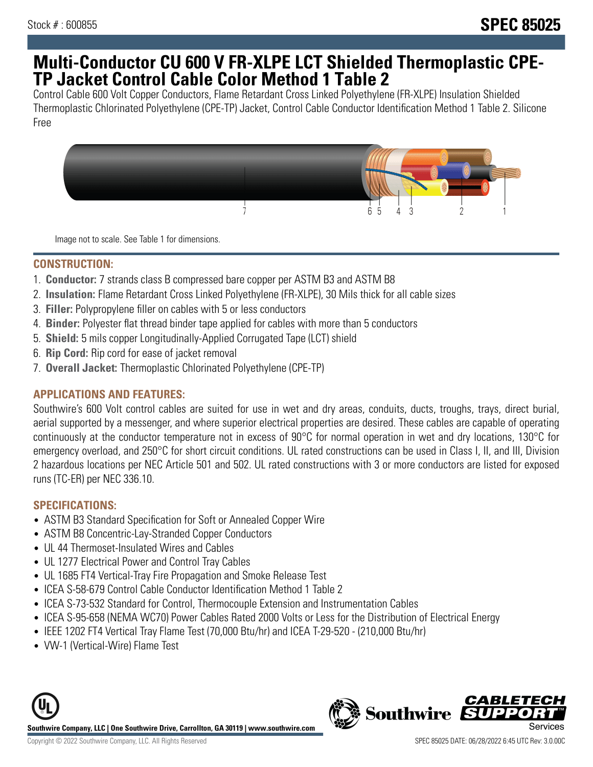Stock # : 600855

# SPEC 85025

## Multi-Conductor CU 600 V FR-XLPE LCT Shielded Thermoplastic CPE-TP Jacket Control Cable Color Method 1 Table 2

Control Cable 600 Volt Copper Conductors, Flame Retardant Cross Linked Polyethylene (FR-XLPE) Insulation Shielded Thermoplastic Chlorinated Polyethylene (CPE-TP) Jacket, Control Cable Conductor Identification Method 1 Table 2. Silicone Free

Image not to scale. See Table 1 for dimensions.

### CONSTRUCTION:

1. **Conductor:** 7 strands class B compressed bare copper per ASTM B3 and ASTM B8
2. **Insulation:** Flame Retardant Cross Linked Polyethylene (FR-XLPE), 30 Mils thick for all cable sizes
3. **Filler:** Polypropylene filler on cables with 5 or less conductors
4. **Binder:** Polyester flat thread binder tape applied for cables with more than 5 conductors
5. **Shield:** 5 mils copper Longitudinally-Applied Corrugated Tape (LCT) shield
6. **Rip Cord:** Rip cord for ease of jacket removal
7. **Overall Jacket:** Thermoplastic Chlorinated Polyethylene (CPE-TP)

### APPLICATIONS AND FEATURES:

Southwire's 600 Volt control cables are suited for use in wet and dry areas, conduits, ducts, troughs, trays, direct burial, aerial supported by a messenger, and where superior electrical properties are desired. These cables are capable of operating continuously at the conductor temperature not in excess of 90°C for normal operation in wet and dry locations, 130°C for emergency overload, and 250°C for short circuit conditions. UL rated constructions can be used in Class I, II, and III, Division 2 hazardous locations per NEC Article 501 and 502. UL rated constructions with 3 or more conductors are listed for exposed runs (TC-ER) per NEC 336.10.

### SPECIFICATIONS:

- ASTM B3 Standard Specification for Soft or Annealed Copper Wire
- ASTM B8 Concentric-Lay-Stranded Copper Conductors
- UL 44 Thermoset-Insulated Wires and Cables
- UL 1277 Electrical Power and Control Tray Cables
- UL 1685 FT4 Vertical-Tray Fire Propagation and Smoke Release Test
- ICEA S-58-679 Control Cable Conductor Identification Method 1 Table 2
- ICEA S-73-532 Standard for Control, Thermocouple Extension and Instrumentation Cables
- ICEA S-95-658 (NEMA WC70) Power Cables Rated 2000 Volts or Less for the Distribution of Electrical Energy
- IEEE 1202 FT4 Vertical Tray Flame Test (70,000 Btu/hr) and ICEA T-29-520 - (210,000 Btu/hr)
- VW-1 (Vertical-Wire) Flame Test

Southwire Company, LLC | One Southwire Drive, Carrollton, GA 30119 | www.southwire.com

Copyright © 2022 Southwire Company, LLC. All Rights Reserved

SPEC 85025 DATE: 06/28/2022 6:45 UTC Rev: 3.0.00C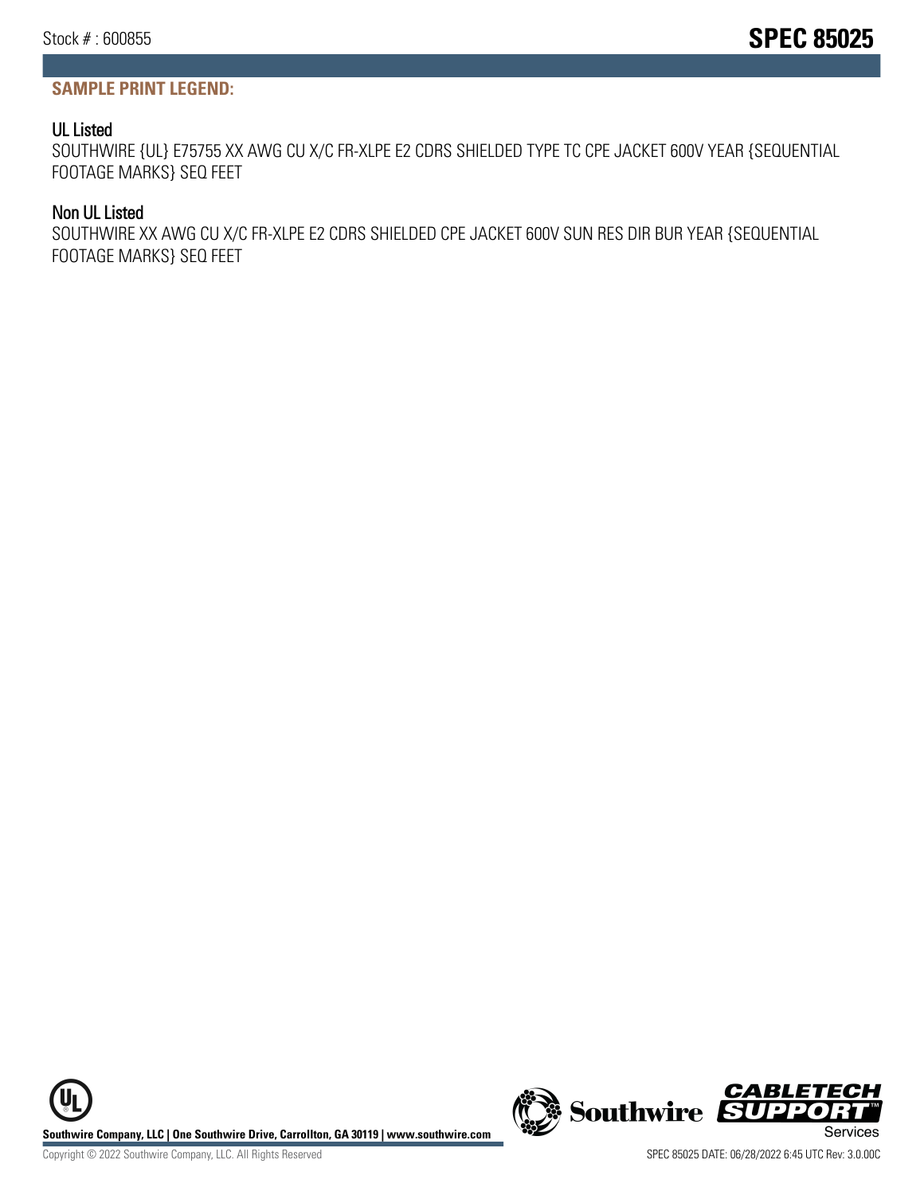## SAMPLE PRINT LEGEND:

### UL Listed

SOUTHWIRE {UL} E75755 XX AWG CU X/C FR-XLPE E2 CDRS SHIELDED TYPE TC CPE JACKET 600V YEAR {SEQUENTIAL FOOTAGE MARKS} SEQ FEET

### Non UL Listed

SOUTHWIRE XX AWG CU X/C FR-XLPE E2 CDRS SHIELDED CPE JACKET 600V SUN RES DIR BUR YEAR {SEQUENTIAL FOOTAGE MARKS} SEQ FEET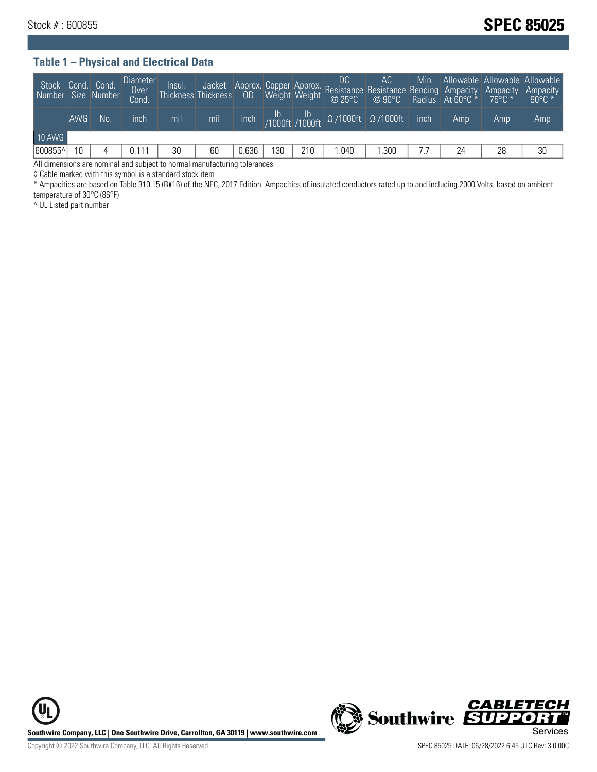### Table 1 – Physical and Electrical Data

| Stock Number | Cond. Size | Cond. Number | Diameter Over Cond. | Insul. Thickness | Jacket Thickness | Approx. OD | Copper Weight | Approx. Weight | DC Resistance @ 25°C | AC Resistance @ 90°C | Min Bending Radius | Allowable Ampacity At 60°C * | Allowable Ampacity 75°C * | Allowable Ampacity 90°C * |
|---|---|---|---|---|---|---|---|---|---|---|---|---|---|---|
| | AWG | No. | inch | mil | mil | inch | lb /1000ft | lb /1000ft | Ω /1000ft | Ω /1000ft | inch | Amp | Amp | Amp |
| 10 AWG | | | | | | | | | | | | | | |
| 600855^ | 10 | 4 | 0.111 | 30 | 60 | 0.636 | 130 | 210 | 1.040 | 1.300 | 7.7 | 24 | 28 | 30 |

All dimensions are nominal and subject to normal manufacturing tolerances

◊ Cable marked with this symbol is a standard stock item

* Ampacities are based on Table 310.15 (B)(16) of the NEC, 2017 Edition. Ampacities of insulated conductors rated up to and including 2000 Volts, based on ambient temperature of 30°C (86°F)

^ UL Listed part number